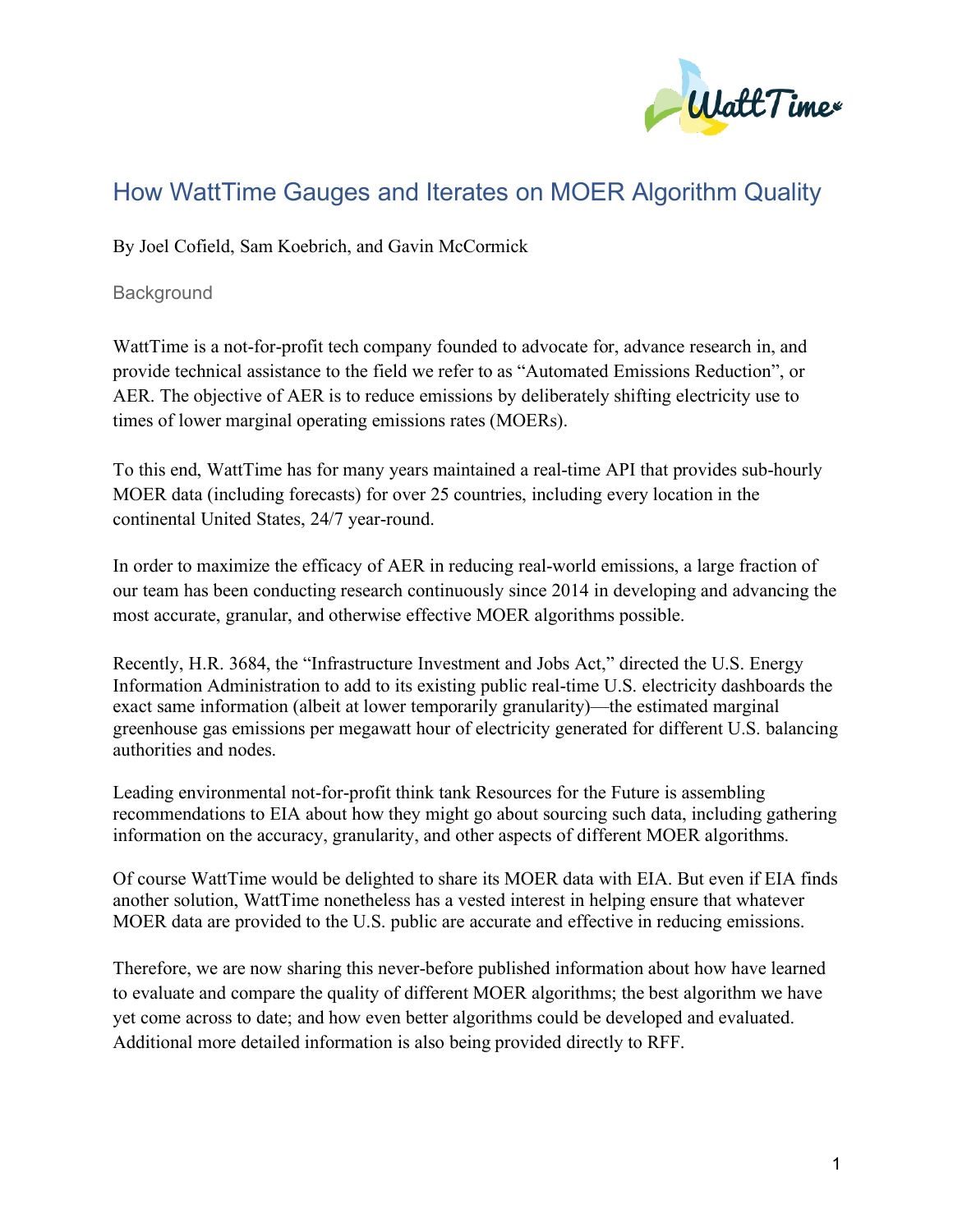# How WattTime Gauges and Iterates on MOER Algorithm Quality

By Joel Cofield, Sam Koebrich, and Gavin McCormick

## Background

WattTime is a not-for-profit tech company founded to advocate for, advance research in, and provide technical assistance to the field we refer to as "Automated Emissions Reduction", or AER. The objective of AER is to reduce emissions by deliberately shifting electricity use to times of lower marginal operating emissions rates (MOERs).

To this end, WattTime has for many years maintained a real-time API that provides sub-hourly MOER data (including forecasts) for over 25 countries, including every location in the continental United States, 24/7 year-round.

In order to maximize the efficacy of AER in reducing real-world emissions, a large fraction of our team has been conducting research continuously since 2014 in developing and advancing the most accurate, granular, and otherwise effective MOER algorithms possible.

Recently, H.R. 3684, the "Infrastructure Investment and Jobs Act," directed the U.S. Energy Information Administration to add to its existing public real-time U.S. electricity dashboards the exact same information (albeit at lower temporarily granularity)—the estimated marginal greenhouse gas emissions per megawatt hour of electricity generated for different U.S. balancing authorities and nodes.

Leading environmental not-for-profit think tank Resources for the Future is assembling recommendations to EIA about how they might go about sourcing such data, including gathering information on the accuracy, granularity, and other aspects of different MOER algorithms.

Of course WattTime would be delighted to share its MOER data with EIA. But even if EIA finds another solution, WattTime nonetheless has a vested interest in helping ensure that whatever MOER data are provided to the U.S. public are accurate and effective in reducing emissions.

Therefore, we are now sharing this never-before published information about how have learned to evaluate and compare the quality of different MOER algorithms; the best algorithm we have yet come across to date; and how even better algorithms could be developed and evaluated. Additional more detailed information is also being provided directly to RFF.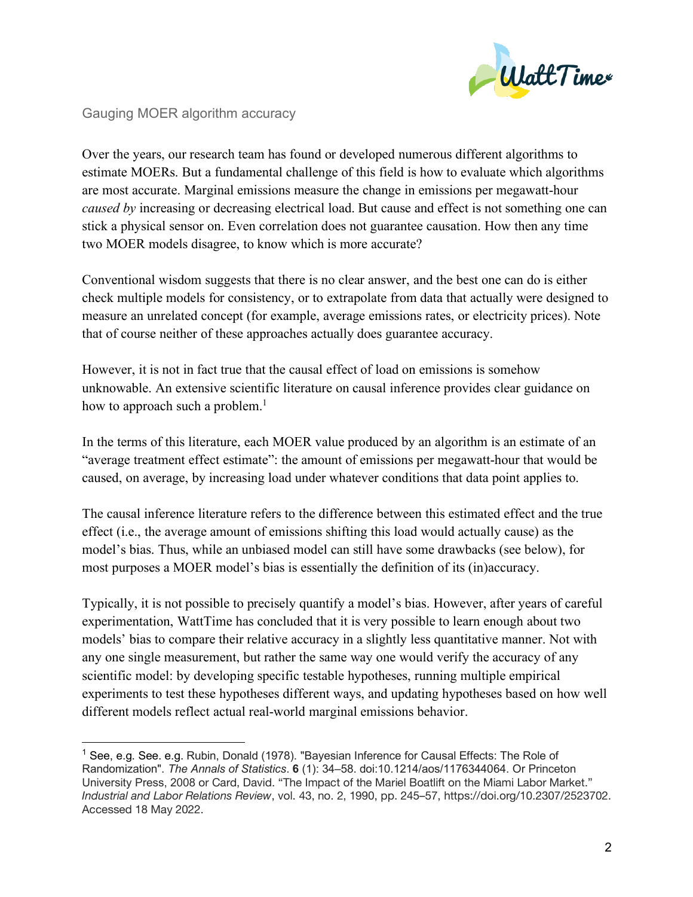Gauging MOER algorithm accuracy

Over the years, our research team has found or developed numerous different algorithms to estimate MOERs. But a fundamental challenge of this field is how to evaluate which algorithms are most accurate. Marginal emissions measure the change in emissions per megawatt-hour *caused by* increasing or decreasing electrical load. But cause and effect is not something one can stick a physical sensor on. Even correlation does not guarantee causation. How then any time two MOER models disagree, to know which is more accurate?

Conventional wisdom suggests that there is no clear answer, and the best one can do is either check multiple models for consistency, or to extrapolate from data that actually were designed to measure an unrelated concept (for example, average emissions rates, or electricity prices). Note that of course neither of these approaches actually does guarantee accuracy.

However, it is not in fact true that the causal effect of load on emissions is somehow unknowable. An extensive scientific literature on causal inference provides clear guidance on how to approach such a problem.[1]

In the terms of this literature, each MOER value produced by an algorithm is an estimate of an "average treatment effect estimate": the amount of emissions per megawatt-hour that would be caused, on average, by increasing load under whatever conditions that data point applies to.

The causal inference literature refers to the difference between this estimated effect and the true effect (i.e., the average amount of emissions shifting this load would actually cause) as the model's bias. Thus, while an unbiased model can still have some drawbacks (see below), for most purposes a MOER model's bias is essentially the definition of its (in)accuracy.

Typically, it is not possible to precisely quantify a model's bias. However, after years of careful experimentation, WattTime has concluded that it is very possible to learn enough about two models' bias to compare their relative accuracy in a slightly less quantitative manner. Not with any one single measurement, but rather the same way one would verify the accuracy of any scientific model: by developing specific testable hypotheses, running multiple empirical experiments to test these hypotheses different ways, and updating hypotheses based on how well different models reflect actual real-world marginal emissions behavior.

---

[1] See, e.g. See. e.g. Rubin, Donald (1978). "Bayesian Inference for Causal Effects: The Role of Randomization". *The Annals of Statistics*. **6** (1): 34–58. doi:10.1214/aos/1176344064. Or Princeton University Press, 2008 or Card, David. "The Impact of the Mariel Boatlift on the Miami Labor Market." *Industrial and Labor Relations Review*, vol. 43, no. 2, 1990, pp. 245–57, https://doi.org/10.2307/2523702. Accessed 18 May 2022.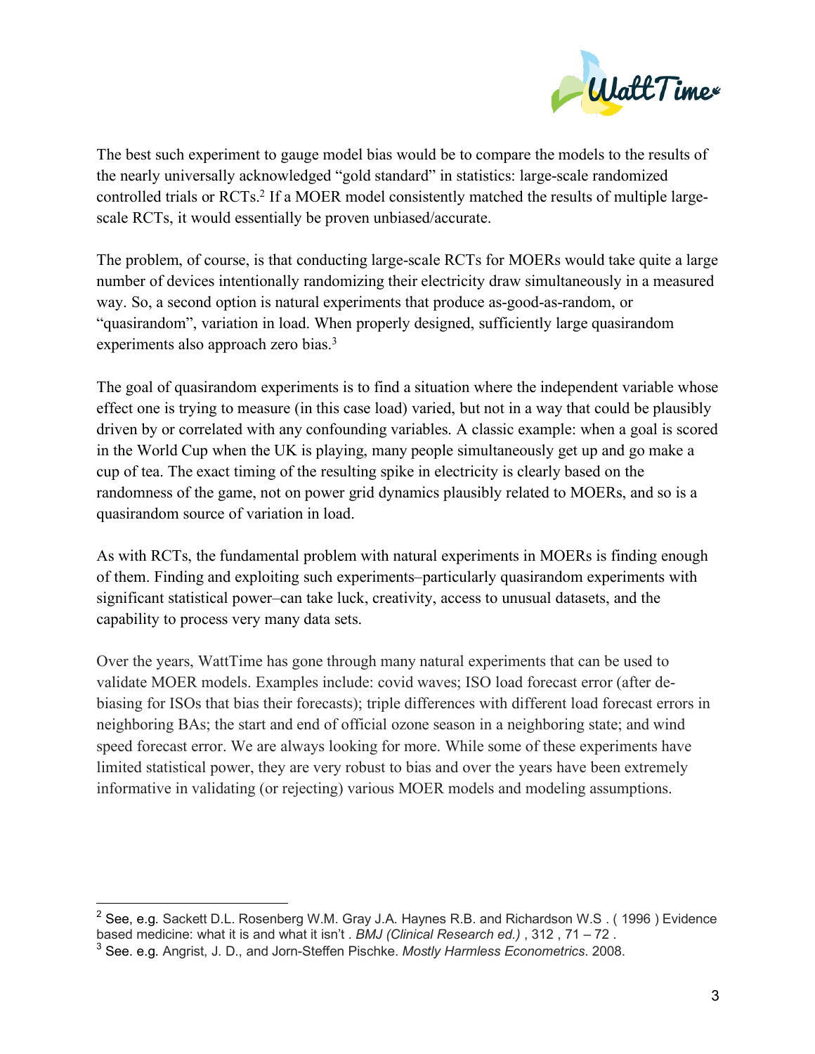The best such experiment to gauge model bias would be to compare the models to the results of the nearly universally acknowledged "gold standard" in statistics: large-scale randomized controlled trials or RCTs.[2] If a MOER model consistently matched the results of multiple large-scale RCTs, it would essentially be proven unbiased/accurate.

The problem, of course, is that conducting large-scale RCTs for MOERs would take quite a large number of devices intentionally randomizing their electricity draw simultaneously in a measured way. So, a second option is natural experiments that produce as-good-as-random, or "quasirandom", variation in load. When properly designed, sufficiently large quasirandom experiments also approach zero bias.[3]

The goal of quasirandom experiments is to find a situation where the independent variable whose effect one is trying to measure (in this case load) varied, but not in a way that could be plausibly driven by or correlated with any confounding variables. A classic example: when a goal is scored in the World Cup when the UK is playing, many people simultaneously get up and go make a cup of tea. The exact timing of the resulting spike in electricity is clearly based on the randomness of the game, not on power grid dynamics plausibly related to MOERs, and so is a quasirandom source of variation in load.

As with RCTs, the fundamental problem with natural experiments in MOERs is finding enough of them. Finding and exploiting such experiments–particularly quasirandom experiments with significant statistical power–can take luck, creativity, access to unusual datasets, and the capability to process very many data sets.

Over the years, WattTime has gone through many natural experiments that can be used to validate MOER models. Examples include: covid waves; ISO load forecast error (after de-biasing for ISOs that bias their forecasts); triple differences with different load forecast errors in neighboring BAs; the start and end of official ozone season in a neighboring state; and wind speed forecast error. We are always looking for more. While some of these experiments have limited statistical power, they are very robust to bias and over the years have been extremely informative in validating (or rejecting) various MOER models and modeling assumptions.

---

[2] See, e.g. Sackett D.L. Rosenberg W.M. Gray J.A. Haynes R.B. and Richardson W.S . ( 1996 ) Evidence based medicine: what it is and what it isn't . *BMJ (Clinical Research ed.)* , 312 , 71 – 72 .

[3] See. e.g. Angrist, J. D., and Jorn-Steffen Pischke. *Mostly Harmless Econometrics*. 2008.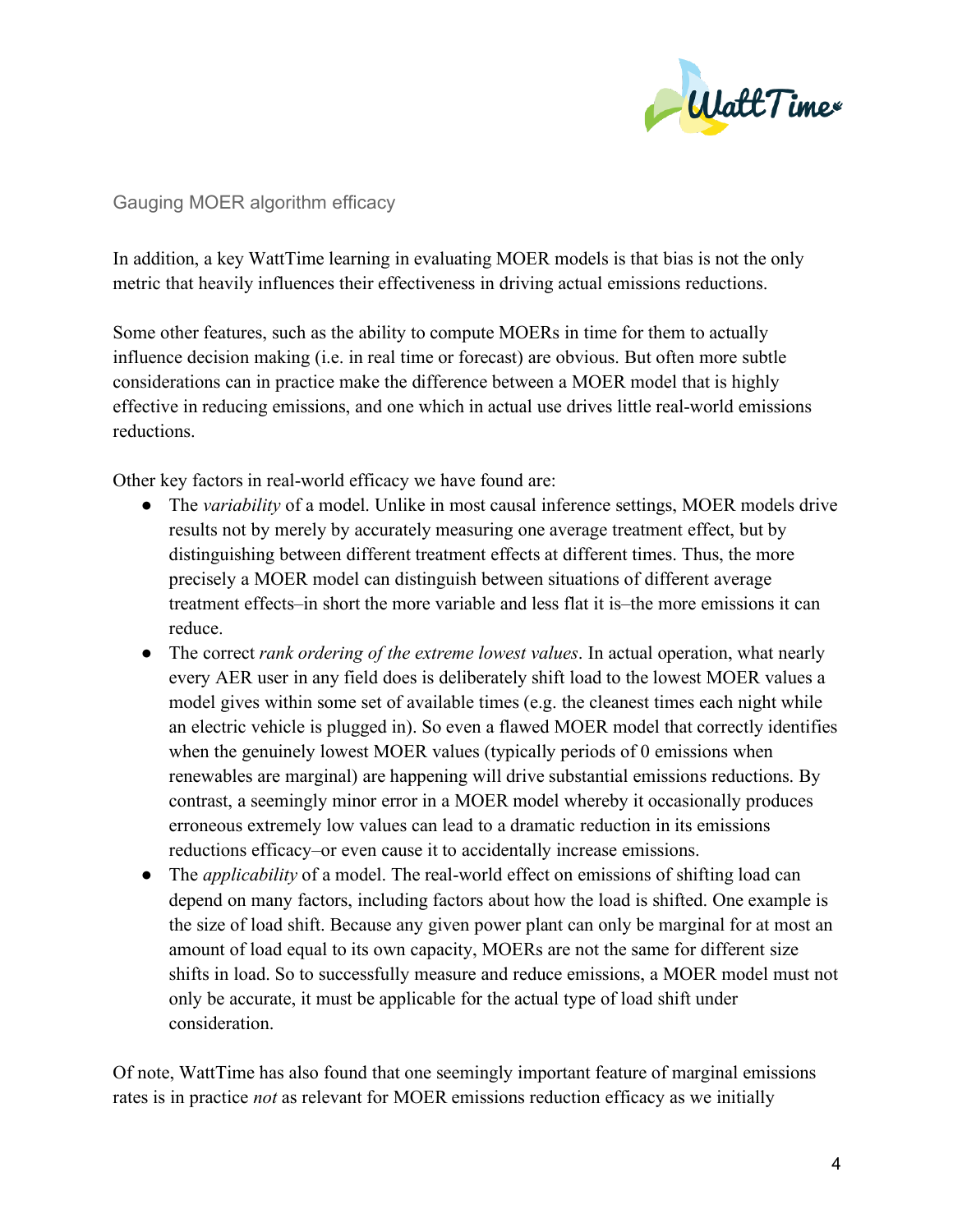## Gauging MOER algorithm efficacy

In addition, a key WattTime learning in evaluating MOER models is that bias is not the only metric that heavily influences their effectiveness in driving actual emissions reductions.

Some other features, such as the ability to compute MOERs in time for them to actually influence decision making (i.e. in real time or forecast) are obvious. But often more subtle considerations can in practice make the difference between a MOER model that is highly effective in reducing emissions, and one which in actual use drives little real-world emissions reductions.

Other key factors in real-world efficacy we have found are:

- The *variability* of a model. Unlike in most causal inference settings, MOER models drive results not by merely by accurately measuring one average treatment effect, but by distinguishing between different treatment effects at different times. Thus, the more precisely a MOER model can distinguish between situations of different average treatment effects–in short the more variable and less flat it is–the more emissions it can reduce.
- The correct *rank ordering of the extreme lowest values*. In actual operation, what nearly every AER user in any field does is deliberately shift load to the lowest MOER values a model gives within some set of available times (e.g. the cleanest times each night while an electric vehicle is plugged in). So even a flawed MOER model that correctly identifies when the genuinely lowest MOER values (typically periods of 0 emissions when renewables are marginal) are happening will drive substantial emissions reductions. By contrast, a seemingly minor error in a MOER model whereby it occasionally produces erroneous extremely low values can lead to a dramatic reduction in its emissions reductions efficacy–or even cause it to accidentally increase emissions.
- The *applicability* of a model. The real-world effect on emissions of shifting load can depend on many factors, including factors about how the load is shifted. One example is the size of load shift. Because any given power plant can only be marginal for at most an amount of load equal to its own capacity, MOERs are not the same for different size shifts in load. So to successfully measure and reduce emissions, a MOER model must not only be accurate, it must be applicable for the actual type of load shift under consideration.

Of note, WattTime has also found that one seemingly important feature of marginal emissions rates is in practice *not* as relevant for MOER emissions reduction efficacy as we initially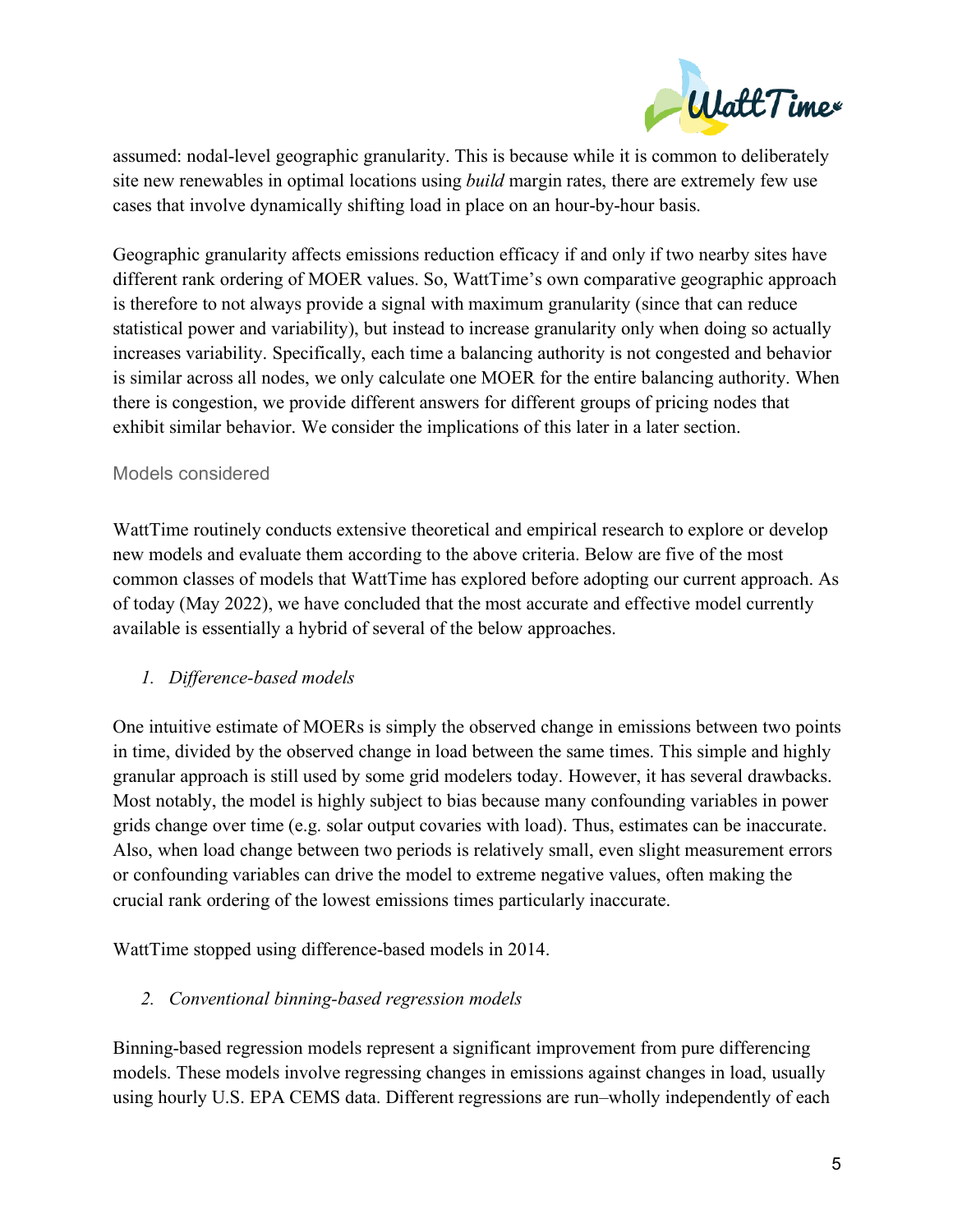assumed: nodal-level geographic granularity. This is because while it is common to deliberately site new renewables in optimal locations using *build* margin rates, there are extremely few use cases that involve dynamically shifting load in place on an hour-by-hour basis.

Geographic granularity affects emissions reduction efficacy if and only if two nearby sites have different rank ordering of MOER values. So, WattTime's own comparative geographic approach is therefore to not always provide a signal with maximum granularity (since that can reduce statistical power and variability), but instead to increase granularity only when doing so actually increases variability. Specifically, each time a balancing authority is not congested and behavior is similar across all nodes, we only calculate one MOER for the entire balancing authority. When there is congestion, we provide different answers for different groups of pricing nodes that exhibit similar behavior. We consider the implications of this later in a later section.

### Models considered

WattTime routinely conducts extensive theoretical and empirical research to explore or develop new models and evaluate them according to the above criteria. Below are five of the most common classes of models that WattTime has explored before adopting our current approach. As of today (May 2022), we have concluded that the most accurate and effective model currently available is essentially a hybrid of several of the below approaches.

1. *Difference-based models*

One intuitive estimate of MOERs is simply the observed change in emissions between two points in time, divided by the observed change in load between the same times. This simple and highly granular approach is still used by some grid modelers today. However, it has several drawbacks. Most notably, the model is highly subject to bias because many confounding variables in power grids change over time (e.g. solar output covaries with load). Thus, estimates can be inaccurate. Also, when load change between two periods is relatively small, even slight measurement errors or confounding variables can drive the model to extreme negative values, often making the crucial rank ordering of the lowest emissions times particularly inaccurate.

WattTime stopped using difference-based models in 2014.

2. *Conventional binning-based regression models*

Binning-based regression models represent a significant improvement from pure differencing models. These models involve regressing changes in emissions against changes in load, usually using hourly U.S. EPA CEMS data. Different regressions are run–wholly independently of each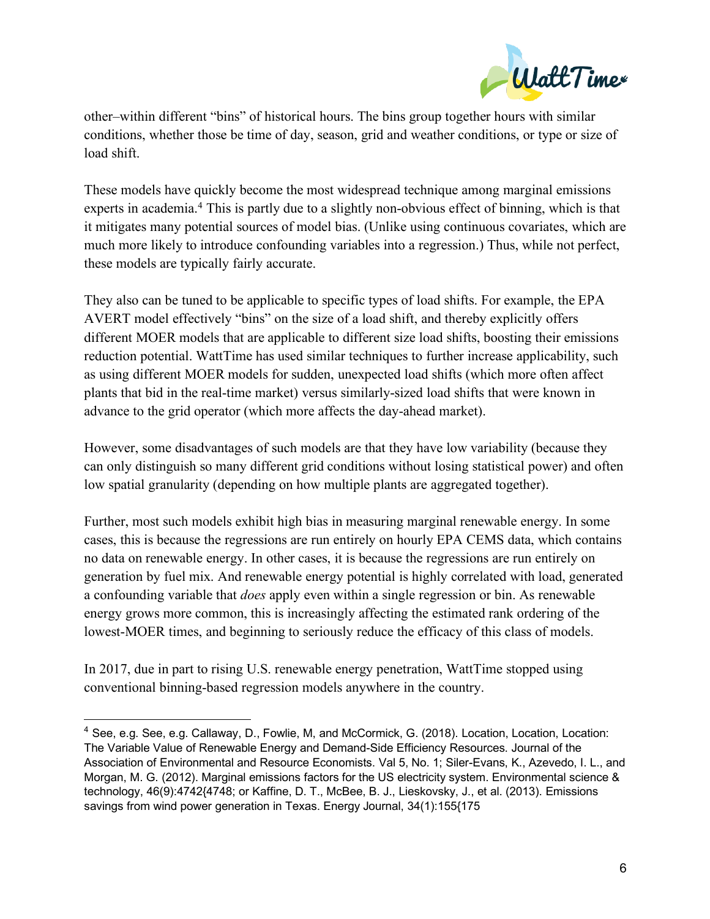other–within different "bins" of historical hours. The bins group together hours with similar conditions, whether those be time of day, season, grid and weather conditions, or type or size of load shift.

These models have quickly become the most widespread technique among marginal emissions experts in academia.[4] This is partly due to a slightly non-obvious effect of binning, which is that it mitigates many potential sources of model bias. (Unlike using continuous covariates, which are much more likely to introduce confounding variables into a regression.) Thus, while not perfect, these models are typically fairly accurate.

They also can be tuned to be applicable to specific types of load shifts. For example, the EPA AVERT model effectively "bins" on the size of a load shift, and thereby explicitly offers different MOER models that are applicable to different size load shifts, boosting their emissions reduction potential. WattTime has used similar techniques to further increase applicability, such as using different MOER models for sudden, unexpected load shifts (which more often affect plants that bid in the real-time market) versus similarly-sized load shifts that were known in advance to the grid operator (which more affects the day-ahead market).

However, some disadvantages of such models are that they have low variability (because they can only distinguish so many different grid conditions without losing statistical power) and often low spatial granularity (depending on how multiple plants are aggregated together).

Further, most such models exhibit high bias in measuring marginal renewable energy. In some cases, this is because the regressions are run entirely on hourly EPA CEMS data, which contains no data on renewable energy. In other cases, it is because the regressions are run entirely on generation by fuel mix. And renewable energy potential is highly correlated with load, generated a confounding variable that *does* apply even within a single regression or bin. As renewable energy grows more common, this is increasingly affecting the estimated rank ordering of the lowest-MOER times, and beginning to seriously reduce the efficacy of this class of models.

In 2017, due in part to rising U.S. renewable energy penetration, WattTime stopped using conventional binning-based regression models anywhere in the country.

---

[4] See, e.g. See, e.g. Callaway, D., Fowlie, M, and McCormick, G. (2018). Location, Location, Location: The Variable Value of Renewable Energy and Demand-Side Efficiency Resources. Journal of the Association of Environmental and Resource Economists. Val 5, No. 1; Siler-Evans, K., Azevedo, I. L., and Morgan, M. G. (2012). Marginal emissions factors for the US electricity system. Environmental science & technology, 46(9):4742{4748; or Kaffine, D. T., McBee, B. J., Lieskovsky, J., et al. (2013). Emissions savings from wind power generation in Texas. Energy Journal, 34(1):155{175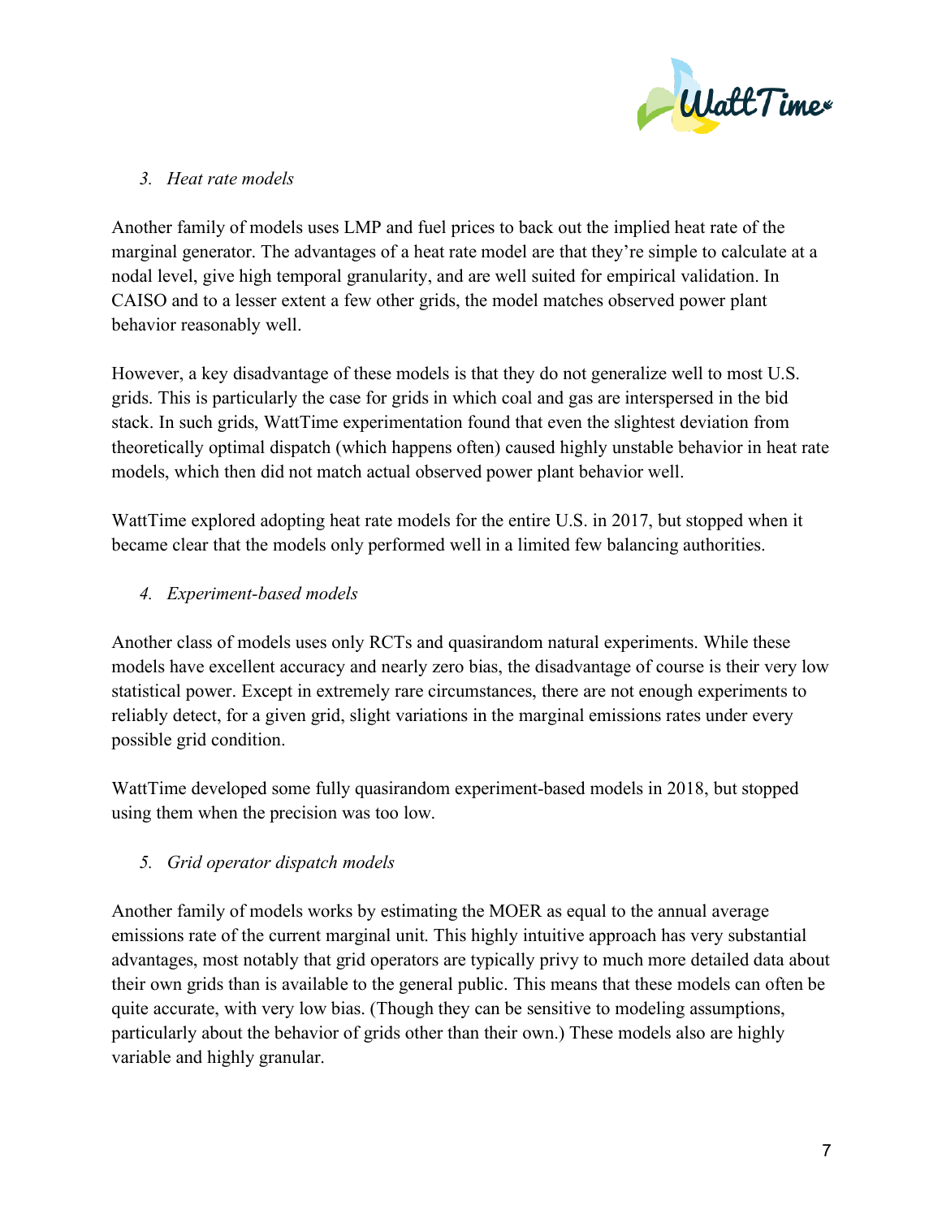### 3. *Heat rate models*

Another family of models uses LMP and fuel prices to back out the implied heat rate of the marginal generator. The advantages of a heat rate model are that they're simple to calculate at a nodal level, give high temporal granularity, and are well suited for empirical validation. In CAISO and to a lesser extent a few other grids, the model matches observed power plant behavior reasonably well.

However, a key disadvantage of these models is that they do not generalize well to most U.S. grids. This is particularly the case for grids in which coal and gas are interspersed in the bid stack. In such grids, WattTime experimentation found that even the slightest deviation from theoretically optimal dispatch (which happens often) caused highly unstable behavior in heat rate models, which then did not match actual observed power plant behavior well.

WattTime explored adopting heat rate models for the entire U.S. in 2017, but stopped when it became clear that the models only performed well in a limited few balancing authorities.

### 4. *Experiment-based models*

Another class of models uses only RCTs and quasirandom natural experiments. While these models have excellent accuracy and nearly zero bias, the disadvantage of course is their very low statistical power. Except in extremely rare circumstances, there are not enough experiments to reliably detect, for a given grid, slight variations in the marginal emissions rates under every possible grid condition.

WattTime developed some fully quasirandom experiment-based models in 2018, but stopped using them when the precision was too low.

### 5. *Grid operator dispatch models*

Another family of models works by estimating the MOER as equal to the annual average emissions rate of the current marginal unit. This highly intuitive approach has very substantial advantages, most notably that grid operators are typically privy to much more detailed data about their own grids than is available to the general public. This means that these models can often be quite accurate, with very low bias. (Though they can be sensitive to modeling assumptions, particularly about the behavior of grids other than their own.) These models also are highly variable and highly granular.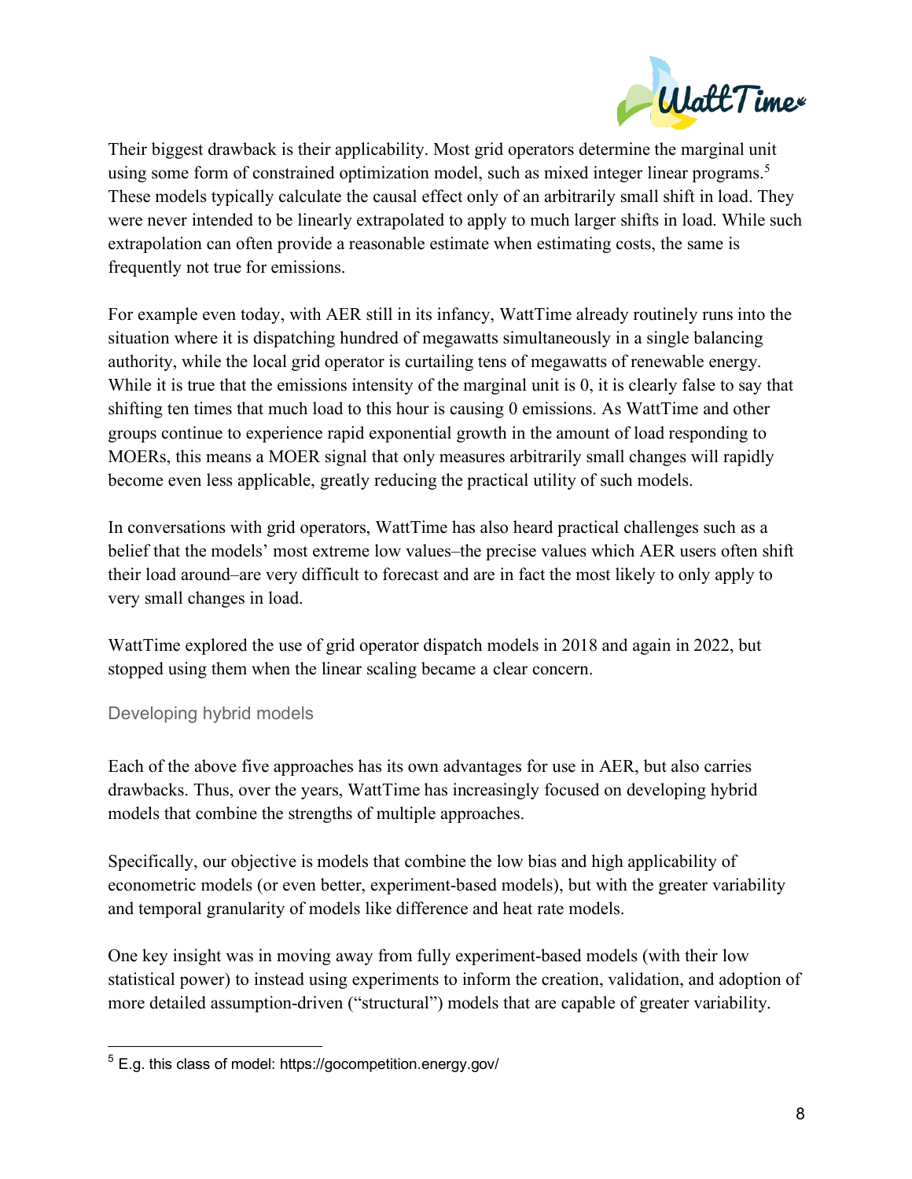Their biggest drawback is their applicability. Most grid operators determine the marginal unit using some form of constrained optimization model, such as mixed integer linear programs.[5] These models typically calculate the causal effect only of an arbitrarily small shift in load. They were never intended to be linearly extrapolated to apply to much larger shifts in load. While such extrapolation can often provide a reasonable estimate when estimating costs, the same is frequently not true for emissions.

For example even today, with AER still in its infancy, WattTime already routinely runs into the situation where it is dispatching hundred of megawatts simultaneously in a single balancing authority, while the local grid operator is curtailing tens of megawatts of renewable energy. While it is true that the emissions intensity of the marginal unit is 0, it is clearly false to say that shifting ten times that much load to this hour is causing 0 emissions. As WattTime and other groups continue to experience rapid exponential growth in the amount of load responding to MOERs, this means a MOER signal that only measures arbitrarily small changes will rapidly become even less applicable, greatly reducing the practical utility of such models.

In conversations with grid operators, WattTime has also heard practical challenges such as a belief that the models' most extreme low values–the precise values which AER users often shift their load around–are very difficult to forecast and are in fact the most likely to only apply to very small changes in load.

WattTime explored the use of grid operator dispatch models in 2018 and again in 2022, but stopped using them when the linear scaling became a clear concern.

### Developing hybrid models

Each of the above five approaches has its own advantages for use in AER, but also carries drawbacks. Thus, over the years, WattTime has increasingly focused on developing hybrid models that combine the strengths of multiple approaches.

Specifically, our objective is models that combine the low bias and high applicability of econometric models (or even better, experiment-based models), but with the greater variability and temporal granularity of models like difference and heat rate models.

One key insight was in moving away from fully experiment-based models (with their low statistical power) to instead using experiments to inform the creation, validation, and adoption of more detailed assumption-driven ("structural") models that are capable of greater variability.

---

[5] E.g. this class of model: https://gocompetition.energy.gov/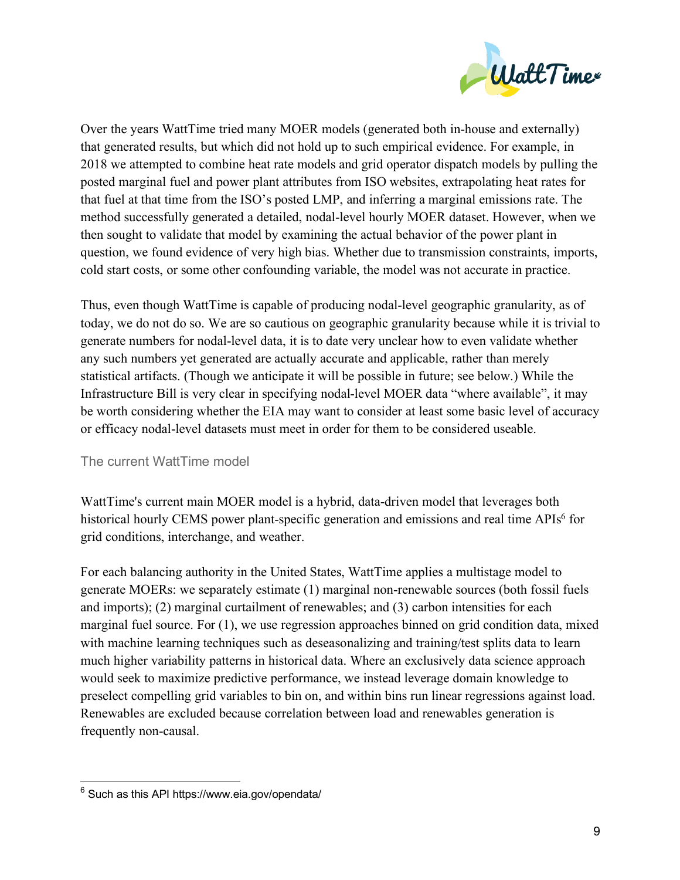Over the years WattTime tried many MOER models (generated both in-house and externally) that generated results, but which did not hold up to such empirical evidence. For example, in 2018 we attempted to combine heat rate models and grid operator dispatch models by pulling the posted marginal fuel and power plant attributes from ISO websites, extrapolating heat rates for that fuel at that time from the ISO's posted LMP, and inferring a marginal emissions rate. The method successfully generated a detailed, nodal-level hourly MOER dataset. However, when we then sought to validate that model by examining the actual behavior of the power plant in question, we found evidence of very high bias. Whether due to transmission constraints, imports, cold start costs, or some other confounding variable, the model was not accurate in practice.

Thus, even though WattTime is capable of producing nodal-level geographic granularity, as of today, we do not do so. We are so cautious on geographic granularity because while it is trivial to generate numbers for nodal-level data, it is to date very unclear how to even validate whether any such numbers yet generated are actually accurate and applicable, rather than merely statistical artifacts. (Though we anticipate it will be possible in future; see below.) While the Infrastructure Bill is very clear in specifying nodal-level MOER data "where available", it may be worth considering whether the EIA may want to consider at least some basic level of accuracy or efficacy nodal-level datasets must meet in order for them to be considered useable.

### The current WattTime model

WattTime's current main MOER model is a hybrid, data-driven model that leverages both historical hourly CEMS power plant-specific generation and emissions and real time APIs[6] for grid conditions, interchange, and weather.

For each balancing authority in the United States, WattTime applies a multistage model to generate MOERs: we separately estimate (1) marginal non-renewable sources (both fossil fuels and imports); (2) marginal curtailment of renewables; and (3) carbon intensities for each marginal fuel source. For (1), we use regression approaches binned on grid condition data, mixed with machine learning techniques such as deseasonalizing and training/test splits data to learn much higher variability patterns in historical data. Where an exclusively data science approach would seek to maximize predictive performance, we instead leverage domain knowledge to preselect compelling grid variables to bin on, and within bins run linear regressions against load. Renewables are excluded because correlation between load and renewables generation is frequently non-causal.

[6] Such as this API https://www.eia.gov/opendata/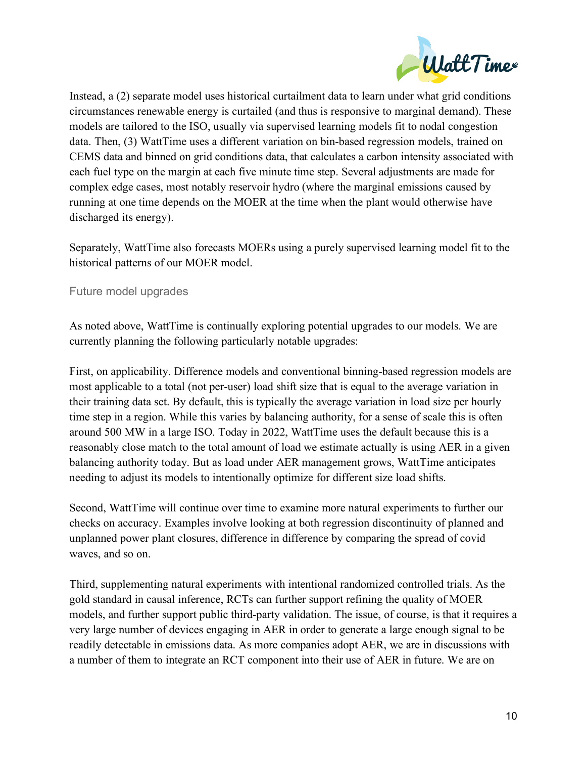Instead, a (2) separate model uses historical curtailment data to learn under what grid conditions circumstances renewable energy is curtailed (and thus is responsive to marginal demand). These models are tailored to the ISO, usually via supervised learning models fit to nodal congestion data. Then, (3) WattTime uses a different variation on bin-based regression models, trained on CEMS data and binned on grid conditions data, that calculates a carbon intensity associated with each fuel type on the margin at each five minute time step. Several adjustments are made for complex edge cases, most notably reservoir hydro (where the marginal emissions caused by running at one time depends on the MOER at the time when the plant would otherwise have discharged its energy).

Separately, WattTime also forecasts MOERs using a purely supervised learning model fit to the historical patterns of our MOER model.

### Future model upgrades

As noted above, WattTime is continually exploring potential upgrades to our models. We are currently planning the following particularly notable upgrades:

First, on applicability. Difference models and conventional binning-based regression models are most applicable to a total (not per-user) load shift size that is equal to the average variation in their training data set. By default, this is typically the average variation in load size per hourly time step in a region. While this varies by balancing authority, for a sense of scale this is often around 500 MW in a large ISO. Today in 2022, WattTime uses the default because this is a reasonably close match to the total amount of load we estimate actually is using AER in a given balancing authority today. But as load under AER management grows, WattTime anticipates needing to adjust its models to intentionally optimize for different size load shifts.

Second, WattTime will continue over time to examine more natural experiments to further our checks on accuracy. Examples involve looking at both regression discontinuity of planned and unplanned power plant closures, difference in difference by comparing the spread of covid waves, and so on.

Third, supplementing natural experiments with intentional randomized controlled trials. As the gold standard in causal inference, RCTs can further support refining the quality of MOER models, and further support public third-party validation. The issue, of course, is that it requires a very large number of devices engaging in AER in order to generate a large enough signal to be readily detectable in emissions data. As more companies adopt AER, we are in discussions with a number of them to integrate an RCT component into their use of AER in future. We are on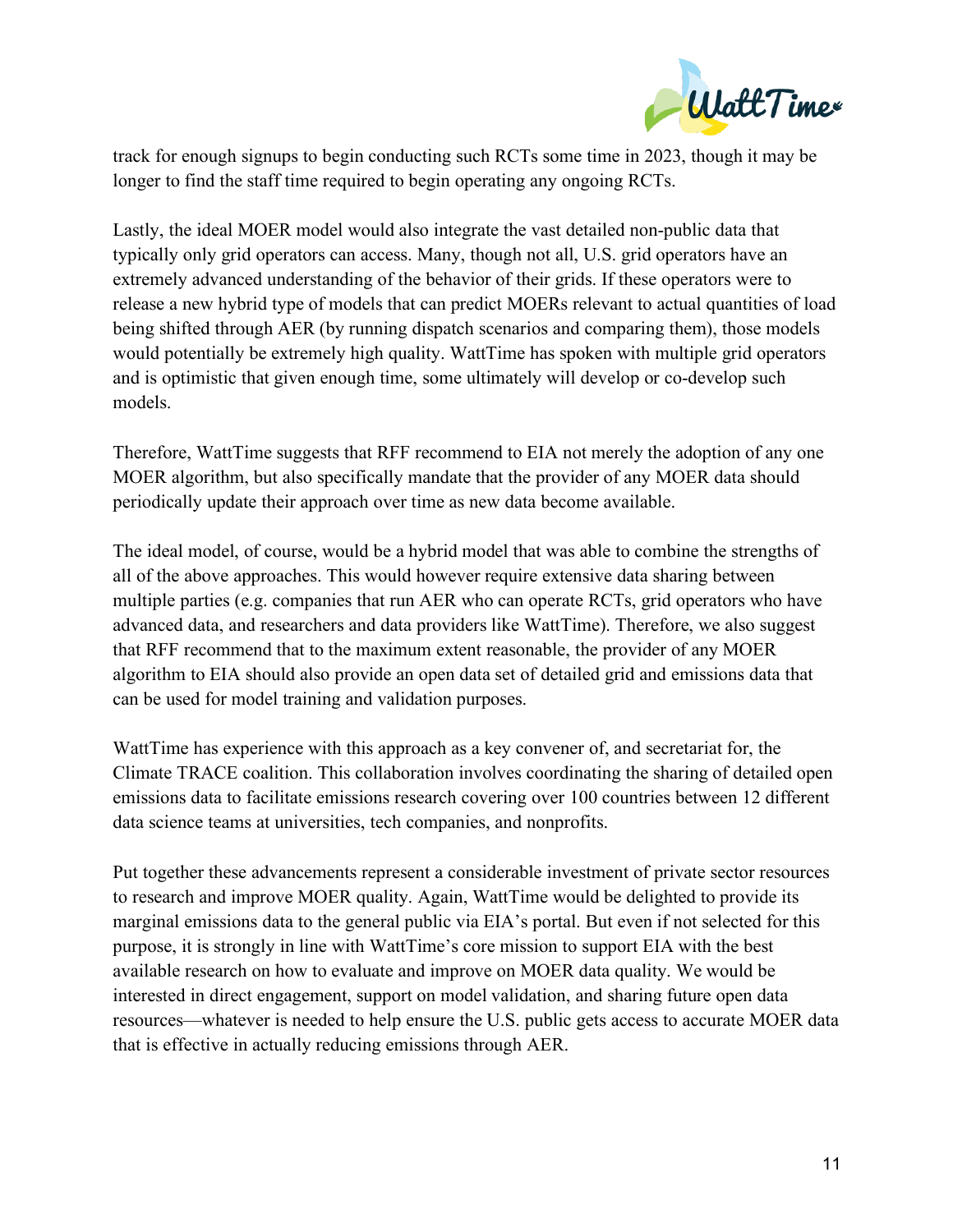track for enough signups to begin conducting such RCTs some time in 2023, though it may be longer to find the staff time required to begin operating any ongoing RCTs.

Lastly, the ideal MOER model would also integrate the vast detailed non-public data that typically only grid operators can access. Many, though not all, U.S. grid operators have an extremely advanced understanding of the behavior of their grids. If these operators were to release a new hybrid type of models that can predict MOERs relevant to actual quantities of load being shifted through AER (by running dispatch scenarios and comparing them), those models would potentially be extremely high quality. WattTime has spoken with multiple grid operators and is optimistic that given enough time, some ultimately will develop or co-develop such models.

Therefore, WattTime suggests that RFF recommend to EIA not merely the adoption of any one MOER algorithm, but also specifically mandate that the provider of any MOER data should periodically update their approach over time as new data become available.

The ideal model, of course, would be a hybrid model that was able to combine the strengths of all of the above approaches. This would however require extensive data sharing between multiple parties (e.g. companies that run AER who can operate RCTs, grid operators who have advanced data, and researchers and data providers like WattTime). Therefore, we also suggest that RFF recommend that to the maximum extent reasonable, the provider of any MOER algorithm to EIA should also provide an open data set of detailed grid and emissions data that can be used for model training and validation purposes.

WattTime has experience with this approach as a key convener of, and secretariat for, the Climate TRACE coalition. This collaboration involves coordinating the sharing of detailed open emissions data to facilitate emissions research covering over 100 countries between 12 different data science teams at universities, tech companies, and nonprofits.

Put together these advancements represent a considerable investment of private sector resources to research and improve MOER quality. Again, WattTime would be delighted to provide its marginal emissions data to the general public via EIA's portal. But even if not selected for this purpose, it is strongly in line with WattTime's core mission to support EIA with the best available research on how to evaluate and improve on MOER data quality. We would be interested in direct engagement, support on model validation, and sharing future open data resources—whatever is needed to help ensure the U.S. public gets access to accurate MOER data that is effective in actually reducing emissions through AER.